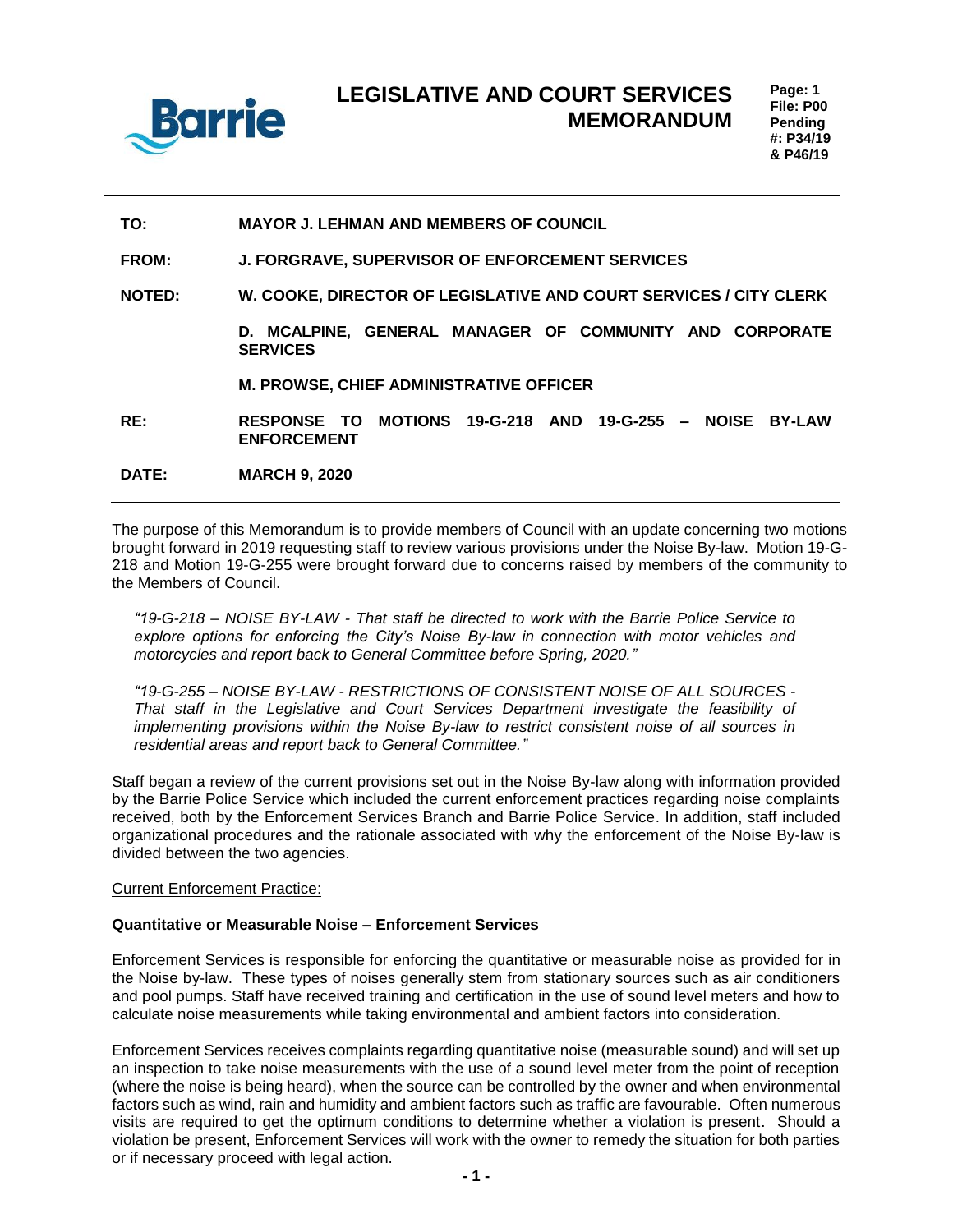# LEGISLATIVE AND COURT SERVICES MEMORANDUM

**Page: 1**
**File: P00**
**Pending #: P34/19 & P46/19**

---

**TO:** MAYOR J. LEHMAN AND MEMBERS OF COUNCIL

**FROM:** J. FORGRAVE, SUPERVISOR OF ENFORCEMENT SERVICES

**NOTED:** W. COOKE, DIRECTOR OF LEGISLATIVE AND COURT SERVICES / CITY CLERK

D. MCALPINE, GENERAL MANAGER OF COMMUNITY AND CORPORATE SERVICES

M. PROWSE, CHIEF ADMINISTRATIVE OFFICER

**RE:** RESPONSE TO MOTIONS 19-G-218 AND 19-G-255 – NOISE BY-LAW ENFORCEMENT

**DATE:** MARCH 9, 2020

---

The purpose of this Memorandum is to provide members of Council with an update concerning two motions brought forward in 2019 requesting staff to review various provisions under the Noise By-law. Motion 19-G-218 and Motion 19-G-255 were brought forward due to concerns raised by members of the community to the Members of Council.

> *"19-G-218 – NOISE BY-LAW - That staff be directed to work with the Barrie Police Service to explore options for enforcing the City's Noise By-law in connection with motor vehicles and motorcycles and report back to General Committee before Spring, 2020."*
>
> *"19-G-255 – NOISE BY-LAW - RESTRICTIONS OF CONSISTENT NOISE OF ALL SOURCES - That staff in the Legislative and Court Services Department investigate the feasibility of implementing provisions within the Noise By-law to restrict consistent noise of all sources in residential areas and report back to General Committee."*

Staff began a review of the current provisions set out in the Noise By-law along with information provided by the Barrie Police Service which included the current enforcement practices regarding noise complaints received, both by the Enforcement Services Branch and Barrie Police Service. In addition, staff included organizational procedures and the rationale associated with why the enforcement of the Noise By-law is divided between the two agencies.

<u>Current Enforcement Practice:</u>

**Quantitative or Measurable Noise – Enforcement Services**

Enforcement Services is responsible for enforcing the quantitative or measurable noise as provided for in the Noise by-law. These types of noises generally stem from stationary sources such as air conditioners and pool pumps. Staff have received training and certification in the use of sound level meters and how to calculate noise measurements while taking environmental and ambient factors into consideration.

Enforcement Services receives complaints regarding quantitative noise (measurable sound) and will set up an inspection to take noise measurements with the use of a sound level meter from the point of reception (where the noise is being heard), when the source can be controlled by the owner and when environmental factors such as wind, rain and humidity and ambient factors such as traffic are favourable. Often numerous visits are required to get the optimum conditions to determine whether a violation is present. Should a violation be present, Enforcement Services will work with the owner to remedy the situation for both parties or if necessary proceed with legal action.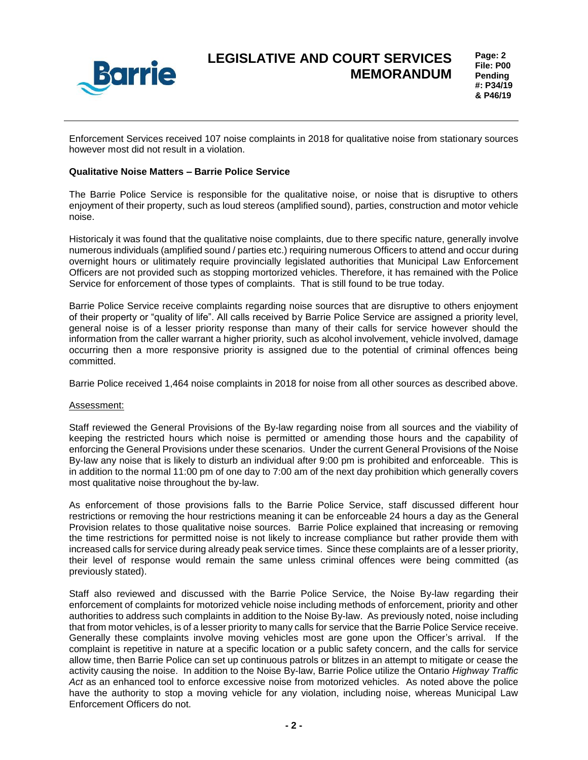Enforcement Services received 107 noise complaints in 2018 for qualitative noise from stationary sources however most did not result in a violation.

**Qualitative Noise Matters – Barrie Police Service**

The Barrie Police Service is responsible for the qualitative noise, or noise that is disruptive to others enjoyment of their property, such as loud stereos (amplified sound), parties, construction and motor vehicle noise.

Historicaly it was found that the qualitative noise complaints, due to there specific nature, generally involve numerous individuals (amplified sound / parties etc.) requiring numerous Officers to attend and occur during overnight hours or ulitimately require provincially legislated authorities that Municipal Law Enforcement Officers are not provided such as stopping mortorized vehicles. Therefore, it has remained with the Police Service for enforcement of those types of complaints. That is still found to be true today.

Barrie Police Service receive complaints regarding noise sources that are disruptive to others enjoyment of their property or "quality of life". All calls received by Barrie Police Service are assigned a priority level, general noise is of a lesser priority response than many of their calls for service however should the information from the caller warrant a higher priority, such as alcohol involvement, vehicle involved, damage occurring then a more responsive priority is assigned due to the potential of criminal offences being committed.

Barrie Police received 1,464 noise complaints in 2018 for noise from all other sources as described above.

<u>Assessment:</u>

Staff reviewed the General Provisions of the By-law regarding noise from all sources and the viability of keeping the restricted hours which noise is permitted or amending those hours and the capability of enforcing the General Provisions under these scenarios. Under the current General Provisions of the Noise By-law any noise that is likely to disturb an individual after 9:00 pm is prohibited and enforceable. This is in addition to the normal 11:00 pm of one day to 7:00 am of the next day prohibition which generally covers most qualitative noise throughout the by-law.

As enforcement of those provisions falls to the Barrie Police Service, staff discussed different hour restrictions or removing the hour restrictions meaning it can be enforceable 24 hours a day as the General Provision relates to those qualitative noise sources. Barrie Police explained that increasing or removing the time restrictions for permitted noise is not likely to increase compliance but rather provide them with increased calls for service during already peak service times. Since these complaints are of a lesser priority, their level of response would remain the same unless criminal offences were being committed (as previously stated).

Staff also reviewed and discussed with the Barrie Police Service, the Noise By-law regarding their enforcement of complaints for motorized vehicle noise including methods of enforcement, priority and other authorities to address such complaints in addition to the Noise By-law. As previously noted, noise including that from motor vehicles, is of a lesser priority to many calls for service that the Barrie Police Service receive. Generally these complaints involve moving vehicles most are gone upon the Officer's arrival. If the complaint is repetitive in nature at a specific location or a public safety concern, and the calls for service allow time, then Barrie Police can set up continuous patrols or blitzes in an attempt to mitigate or cease the activity causing the noise. In addition to the Noise By-law, Barrie Police utilize the Ontario *Highway Traffic Act* as an enhanced tool to enforce excessive noise from motorized vehicles. As noted above the police have the authority to stop a moving vehicle for any violation, including noise, whereas Municipal Law Enforcement Officers do not.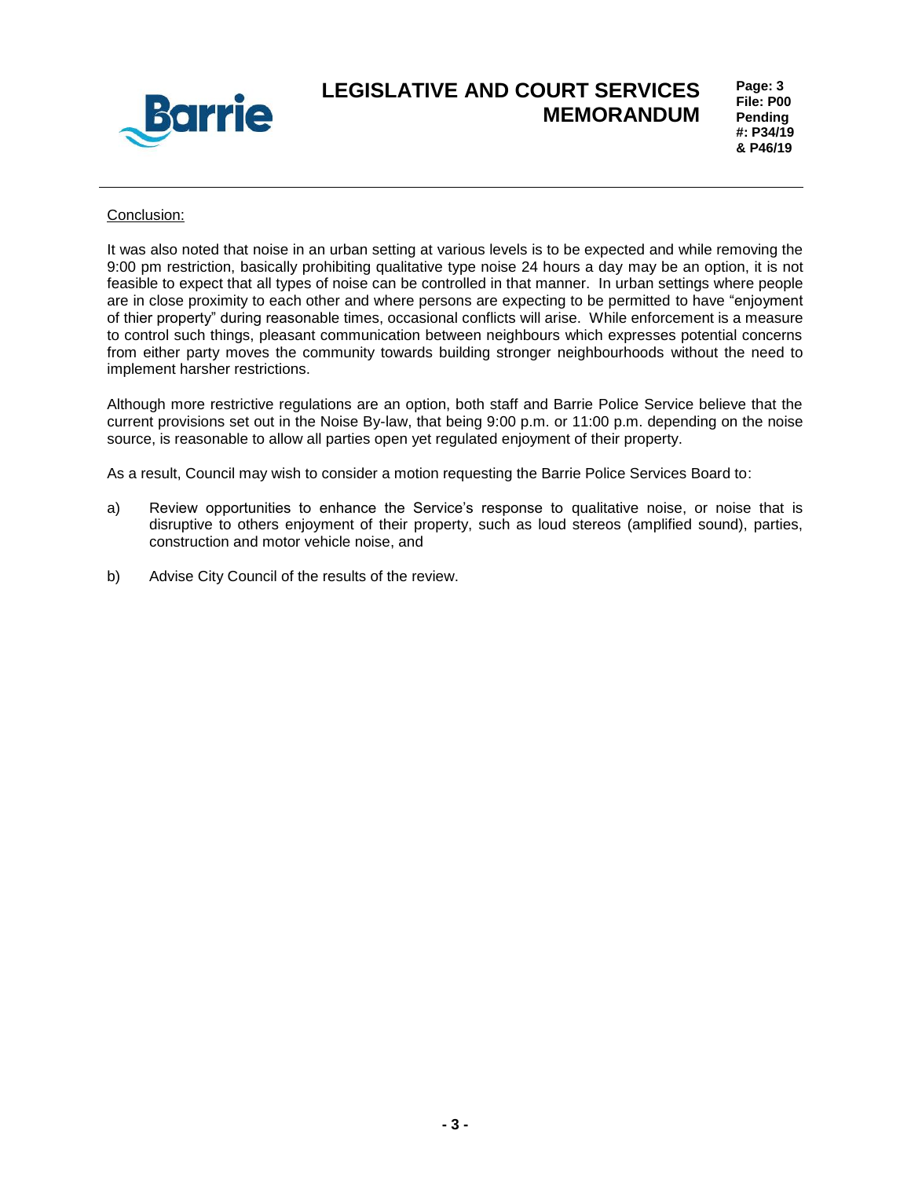Conclusion:

It was also noted that noise in an urban setting at various levels is to be expected and while removing the 9:00 pm restriction, basically prohibiting qualitative type noise 24 hours a day may be an option, it is not feasible to expect that all types of noise can be controlled in that manner. In urban settings where people are in close proximity to each other and where persons are expecting to be permitted to have "enjoyment of thier property" during reasonable times, occasional conflicts will arise. While enforcement is a measure to control such things, pleasant communication between neighbours which expresses potential concerns from either party moves the community towards building stronger neighbourhoods without the need to implement harsher restrictions.

Although more restrictive regulations are an option, both staff and Barrie Police Service believe that the current provisions set out in the Noise By-law, that being 9:00 p.m. or 11:00 p.m. depending on the noise source, is reasonable to allow all parties open yet regulated enjoyment of their property.

As a result, Council may wish to consider a motion requesting the Barrie Police Services Board to:

a) Review opportunities to enhance the Service's response to qualitative noise, or noise that is disruptive to others enjoyment of their property, such as loud stereos (amplified sound), parties, construction and motor vehicle noise, and

b) Advise City Council of the results of the review.